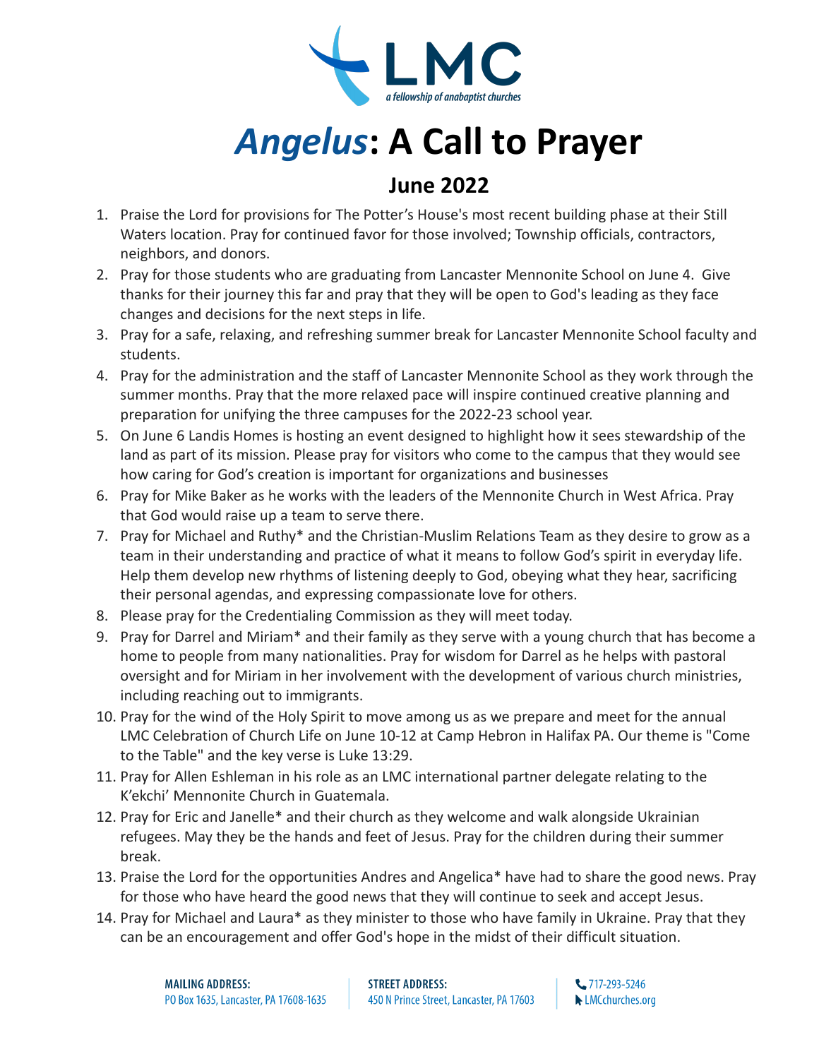LMC
*a fellowship of anabaptist churches*

# *Angelus*: A Call to Prayer

## June 2022

1. Praise the Lord for provisions for The Potter's House's most recent building phase at their Still Waters location. Pray for continued favor for those involved; Township officials, contractors, neighbors, and donors.
2. Pray for those students who are graduating from Lancaster Mennonite School on June 4. Give thanks for their journey this far and pray that they will be open to God's leading as they face changes and decisions for the next steps in life.
3. Pray for a safe, relaxing, and refreshing summer break for Lancaster Mennonite School faculty and students.
4. Pray for the administration and the staff of Lancaster Mennonite School as they work through the summer months. Pray that the more relaxed pace will inspire continued creative planning and preparation for unifying the three campuses for the 2022-23 school year.
5. On June 6 Landis Homes is hosting an event designed to highlight how it sees stewardship of the land as part of its mission. Please pray for visitors who come to the campus that they would see how caring for God's creation is important for organizations and businesses
6. Pray for Mike Baker as he works with the leaders of the Mennonite Church in West Africa. Pray that God would raise up a team to serve there.
7. Pray for Michael and Ruthy* and the Christian-Muslim Relations Team as they desire to grow as a team in their understanding and practice of what it means to follow God's spirit in everyday life. Help them develop new rhythms of listening deeply to God, obeying what they hear, sacrificing their personal agendas, and expressing compassionate love for others.
8. Please pray for the Credentialing Commission as they will meet today.
9. Pray for Darrel and Miriam* and their family as they serve with a young church that has become a home to people from many nationalities. Pray for wisdom for Darrel as he helps with pastoral oversight and for Miriam in her involvement with the development of various church ministries, including reaching out to immigrants.
10. Pray for the wind of the Holy Spirit to move among us as we prepare and meet for the annual LMC Celebration of Church Life on June 10-12 at Camp Hebron in Halifax PA. Our theme is "Come to the Table" and the key verse is Luke 13:29.
11. Pray for Allen Eshleman in his role as an LMC international partner delegate relating to the K'ekchi' Mennonite Church in Guatemala.
12. Pray for Eric and Janelle* and their church as they welcome and walk alongside Ukrainian refugees. May they be the hands and feet of Jesus. Pray for the children during their summer break.
13. Praise the Lord for the opportunities Andres and Angelica* have had to share the good news. Pray for those who have heard the good news that they will continue to seek and accept Jesus.
14. Pray for Michael and Laura* as they minister to those who have family in Ukraine. Pray that they can be an encouragement and offer God's hope in the midst of their difficult situation.

**MAILING ADDRESS:** PO Box 1635, Lancaster, PA 17608-1635 | **STREET ADDRESS:** 450 N Prince Street, Lancaster, PA 17603 | 717-293-5246 | LMCchurches.org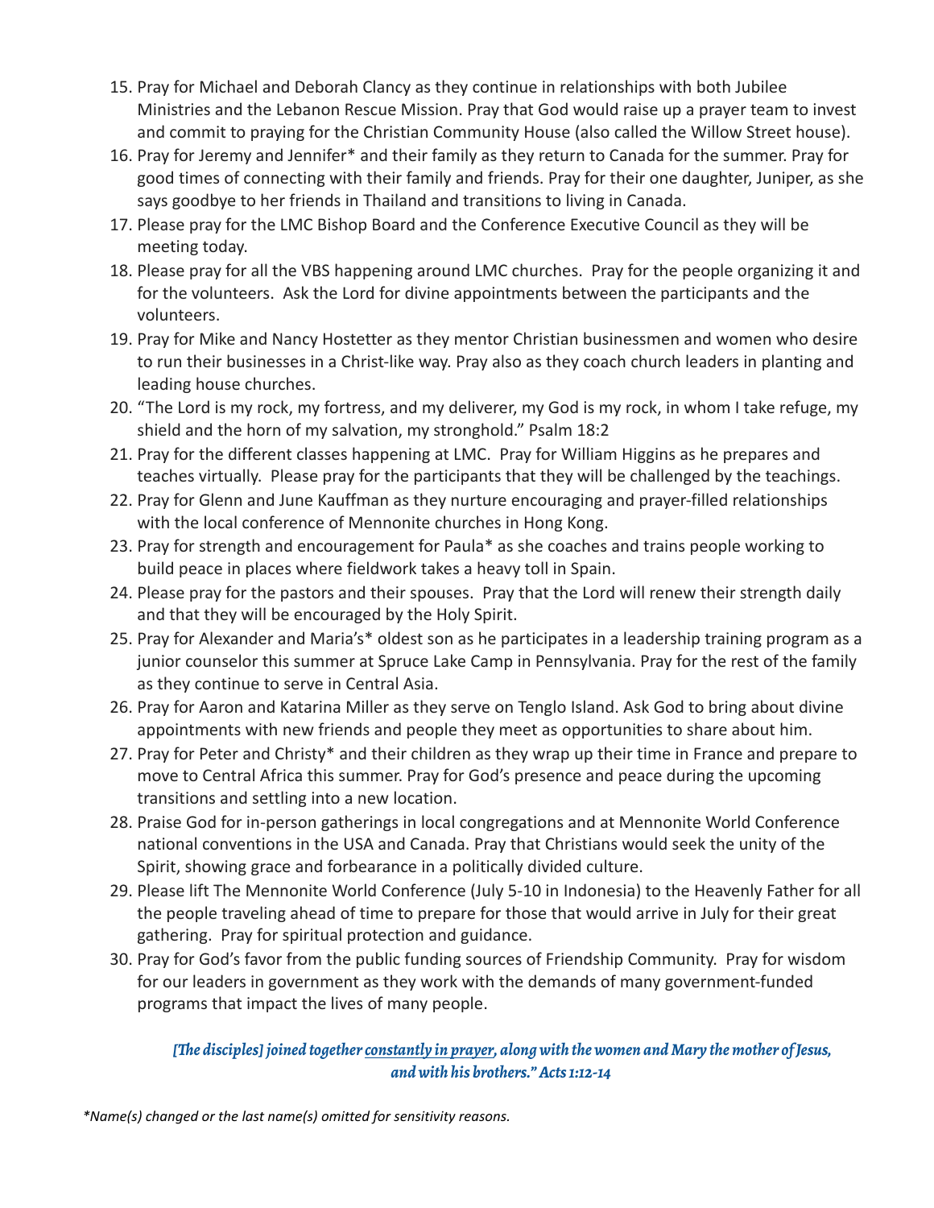15. Pray for Michael and Deborah Clancy as they continue in relationships with both Jubilee Ministries and the Lebanon Rescue Mission. Pray that God would raise up a prayer team to invest and commit to praying for the Christian Community House (also called the Willow Street house).
16. Pray for Jeremy and Jennifer* and their family as they return to Canada for the summer. Pray for good times of connecting with their family and friends. Pray for their one daughter, Juniper, as she says goodbye to her friends in Thailand and transitions to living in Canada.
17. Please pray for the LMC Bishop Board and the Conference Executive Council as they will be meeting today.
18. Please pray for all the VBS happening around LMC churches. Pray for the people organizing it and for the volunteers. Ask the Lord for divine appointments between the participants and the volunteers.
19. Pray for Mike and Nancy Hostetter as they mentor Christian businessmen and women who desire to run their businesses in a Christ-like way. Pray also as they coach church leaders in planting and leading house churches.
20. "The Lord is my rock, my fortress, and my deliverer, my God is my rock, in whom I take refuge, my shield and the horn of my salvation, my stronghold." Psalm 18:2
21. Pray for the different classes happening at LMC. Pray for William Higgins as he prepares and teaches virtually. Please pray for the participants that they will be challenged by the teachings.
22. Pray for Glenn and June Kauffman as they nurture encouraging and prayer-filled relationships with the local conference of Mennonite churches in Hong Kong.
23. Pray for strength and encouragement for Paula* as she coaches and trains people working to build peace in places where fieldwork takes a heavy toll in Spain.
24. Please pray for the pastors and their spouses. Pray that the Lord will renew their strength daily and that they will be encouraged by the Holy Spirit.
25. Pray for Alexander and Maria's* oldest son as he participates in a leadership training program as a junior counselor this summer at Spruce Lake Camp in Pennsylvania. Pray for the rest of the family as they continue to serve in Central Asia.
26. Pray for Aaron and Katarina Miller as they serve on Tenglo Island. Ask God to bring about divine appointments with new friends and people they meet as opportunities to share about him.
27. Pray for Peter and Christy* and their children as they wrap up their time in France and prepare to move to Central Africa this summer. Pray for God's presence and peace during the upcoming transitions and settling into a new location.
28. Praise God for in-person gatherings in local congregations and at Mennonite World Conference national conventions in the USA and Canada. Pray that Christians would seek the unity of the Spirit, showing grace and forbearance in a politically divided culture.
29. Please lift The Mennonite World Conference (July 5-10 in Indonesia) to the Heavenly Father for all the people traveling ahead of time to prepare for those that would arrive in July for their great gathering. Pray for spiritual protection and guidance.
30. Pray for God's favor from the public funding sources of Friendship Community. Pray for wisdom for our leaders in government as they work with the demands of many government-funded programs that impact the lives of many people.

***[The disciples] joined together <u>constantly in prayer</u>, along with the women and Mary the mother of Jesus, and with his brothers." Acts 1:12-14***

**Name(s) changed or the last name(s) omitted for sensitivity reasons.*